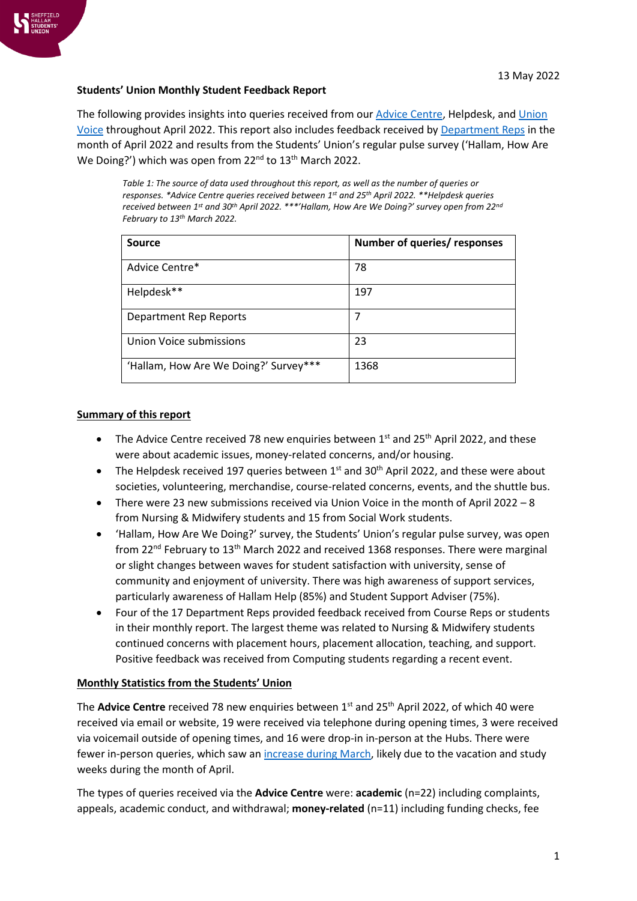13 May 2022

**Students' Union Monthly Student Feedback Report**

The following provides insights into queries received from our Advice Centre, Helpdesk, and Union Voice throughout April 2022. This report also includes feedback received by Department Reps in the month of April 2022 and results from the Students' Union's regular pulse survey ('Hallam, How Are We Doing?') which was open from 22nd to 13th March 2022.

*Table 1: The source of data used throughout this report, as well as the number of queries or responses. *Advice Centre queries received between 1st and 25th April 2022. **Helpdesk queries received between 1st and 30th April 2022. ***'Hallam, How Are We Doing?' survey open from 22nd February to 13th March 2022.*

| Source | Number of queries/ responses |
|---|---|
| Advice Centre* | 78 |
| Helpdesk** | 197 |
| Department Rep Reports | 7 |
| Union Voice submissions | 23 |
| 'Hallam, How Are We Doing?' Survey*** | 1368 |

## Summary of this report

- The Advice Centre received 78 new enquiries between 1st and 25th April 2022, and these were about academic issues, money-related concerns, and/or housing.
- The Helpdesk received 197 queries between 1st and 30th April 2022, and these were about societies, volunteering, merchandise, course-related concerns, events, and the shuttle bus.
- There were 23 new submissions received via Union Voice in the month of April 2022 – 8 from Nursing & Midwifery students and 15 from Social Work students.
- 'Hallam, How Are We Doing?' survey, the Students' Union's regular pulse survey, was open from 22nd February to 13th March 2022 and received 1368 responses. There were marginal or slight changes between waves for student satisfaction with university, sense of community and enjoyment of university. There was high awareness of support services, particularly awareness of Hallam Help (85%) and Student Support Adviser (75%).
- Four of the 17 Department Reps provided feedback received from Course Reps or students in their monthly report. The largest theme was related to Nursing & Midwifery students continued concerns with placement hours, placement allocation, teaching, and support. Positive feedback was received from Computing students regarding a recent event.

## Monthly Statistics from the Students' Union

The **Advice Centre** received 78 new enquiries between 1st and 25th April 2022, of which 40 were received via email or website, 19 were received via telephone during opening times, 3 were received via voicemail outside of opening times, and 16 were drop-in in-person at the Hubs. There were fewer in-person queries, which saw an increase during March, likely due to the vacation and study weeks during the month of April.

The types of queries received via the **Advice Centre** were: **academic** (n=22) including complaints, appeals, academic conduct, and withdrawal; **money-related** (n=11) including funding checks, fee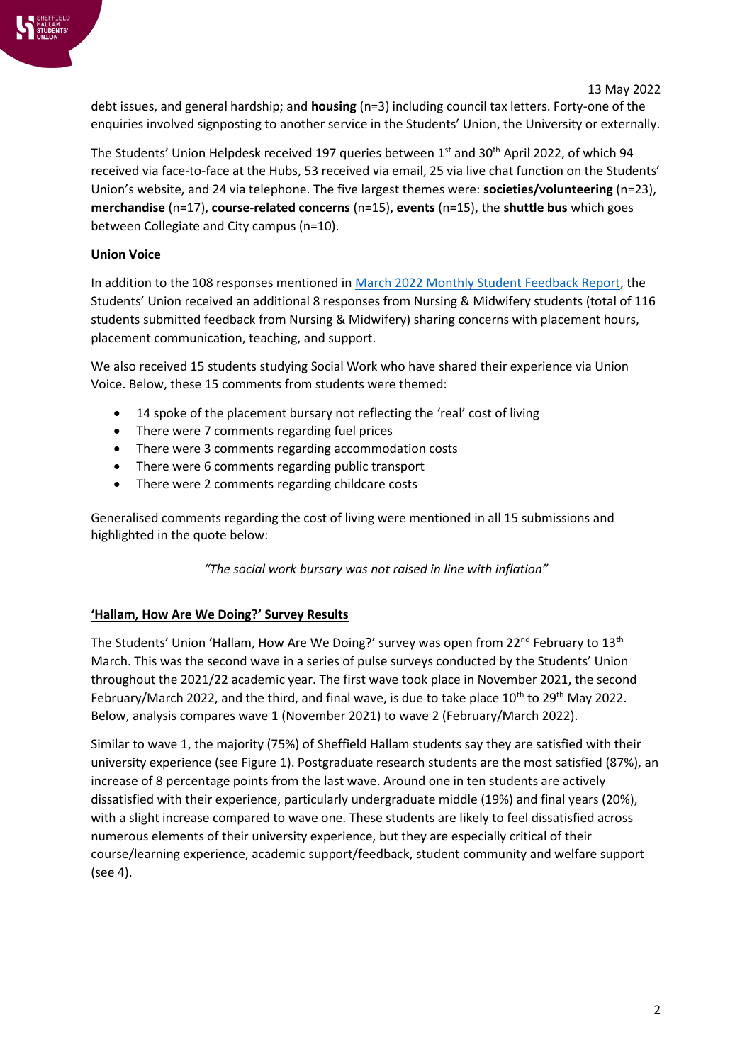debt issues, and general hardship; and **housing** (n=3) including council tax letters. Forty-one of the enquiries involved signposting to another service in the Students' Union, the University or externally.

The Students' Union Helpdesk received 197 queries between 1st and 30th April 2022, of which 94 received via face-to-face at the Hubs, 53 received via email, 25 via live chat function on the Students' Union's website, and 24 via telephone. The five largest themes were: **societies/volunteering** (n=23), **merchandise** (n=17), **course-related concerns** (n=15), **events** (n=15), the **shuttle bus** which goes between Collegiate and City campus (n=10).

## Union Voice

In addition to the 108 responses mentioned in March 2022 Monthly Student Feedback Report, the Students' Union received an additional 8 responses from Nursing & Midwifery students (total of 116 students submitted feedback from Nursing & Midwifery) sharing concerns with placement hours, placement communication, teaching, and support.

We also received 15 students studying Social Work who have shared their experience via Union Voice. Below, these 15 comments from students were themed:

- 14 spoke of the placement bursary not reflecting the 'real' cost of living
- There were 7 comments regarding fuel prices
- There were 3 comments regarding accommodation costs
- There were 6 comments regarding public transport
- There were 2 comments regarding childcare costs

Generalised comments regarding the cost of living were mentioned in all 15 submissions and highlighted in the quote below:

*"The social work bursary was not raised in line with inflation"*

## 'Hallam, How Are We Doing?' Survey Results

The Students' Union 'Hallam, How Are We Doing?' survey was open from 22nd February to 13th March. This was the second wave in a series of pulse surveys conducted by the Students' Union throughout the 2021/22 academic year. The first wave took place in November 2021, the second February/March 2022, and the third, and final wave, is due to take place 10th to 29th May 2022. Below, analysis compares wave 1 (November 2021) to wave 2 (February/March 2022).

Similar to wave 1, the majority (75%) of Sheffield Hallam students say they are satisfied with their university experience (see Figure 1). Postgraduate research students are the most satisfied (87%), an increase of 8 percentage points from the last wave. Around one in ten students are actively dissatisfied with their experience, particularly undergraduate middle (19%) and final years (20%), with a slight increase compared to wave one. These students are likely to feel dissatisfied across numerous elements of their university experience, but they are especially critical of their course/learning experience, academic support/feedback, student community and welfare support (see 4).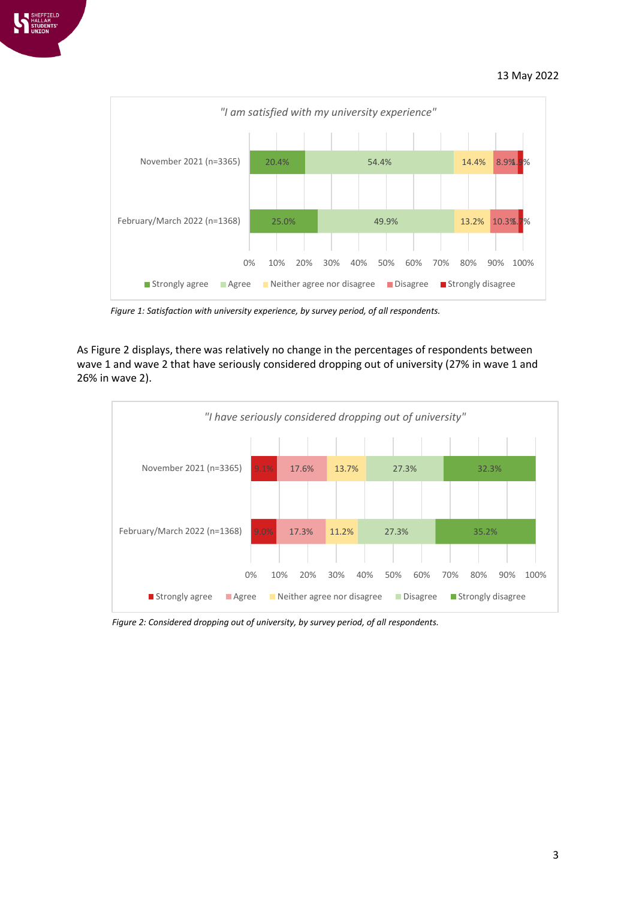13 May 2022

*"I am satisfied with my university experience"*

| | Strongly agree | Agree | Neither agree nor disagree | Disagree | Strongly disagree |
|---|---|---|---|---|---|
| November 2021 (n=3365) | 20.4% | 54.4% | 14.4% | 8.9% | 1.9% |
| February/March 2022 (n=1368) | 25.0% | 49.9% | 13.2% | 10.3% | 1.7% |

*Figure 1: Satisfaction with university experience, by survey period, of all respondents.*

As Figure 2 displays, there was relatively no change in the percentages of respondents between wave 1 and wave 2 that have seriously considered dropping out of university (27% in wave 1 and 26% in wave 2).

*"I have seriously considered dropping out of university"*

| | Strongly agree | Agree | Neither agree nor disagree | Disagree | Strongly disagree |
|---|---|---|---|---|---|
| November 2021 (n=3365) | 9.1% | 17.6% | 13.7% | 27.3% | 32.3% |
| February/March 2022 (n=1368) | 9.0% | 17.3% | 11.2% | 27.3% | 35.2% |

*Figure 2: Considered dropping out of university, by survey period, of all respondents.*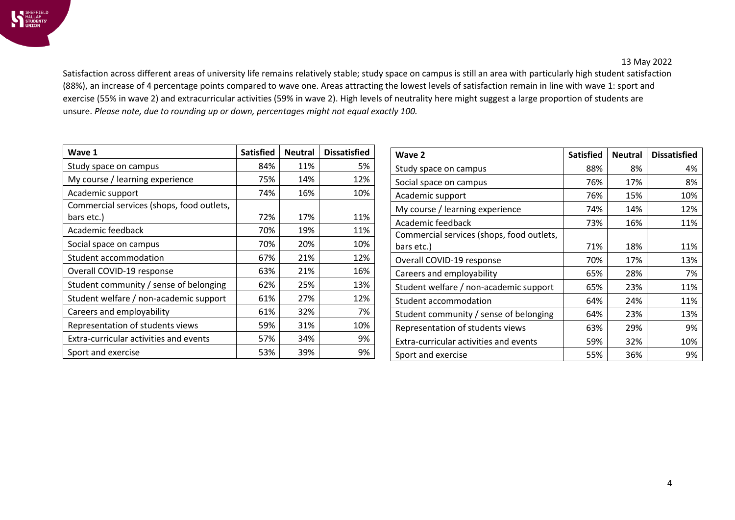13 May 2022

Satisfaction across different areas of university life remains relatively stable; study space on campus is still an area with particularly high student satisfaction (88%), an increase of 4 percentage points compared to wave one. Areas attracting the lowest levels of satisfaction remain in line with wave 1: sport and exercise (55% in wave 2) and extracurricular activities (59% in wave 2). High levels of neutrality here might suggest a large proportion of students are unsure. *Please note, due to rounding up or down, percentages might not equal exactly 100.*

| Wave 1 | Satisfied | Neutral | Dissatisfied |
|---|---|---|---|
| Study space on campus | 84% | 11% | 5% |
| My course / learning experience | 75% | 14% | 12% |
| Academic support | 74% | 16% | 10% |
| Commercial services (shops, food outlets, bars etc.) | 72% | 17% | 11% |
| Academic feedback | 70% | 19% | 11% |
| Social space on campus | 70% | 20% | 10% |
| Student accommodation | 67% | 21% | 12% |
| Overall COVID-19 response | 63% | 21% | 16% |
| Student community / sense of belonging | 62% | 25% | 13% |
| Student welfare / non-academic support | 61% | 27% | 12% |
| Careers and employability | 61% | 32% | 7% |
| Representation of students views | 59% | 31% | 10% |
| Extra-curricular activities and events | 57% | 34% | 9% |
| Sport and exercise | 53% | 39% | 9% |

| Wave 2 | Satisfied | Neutral | Dissatisfied |
|---|---|---|---|
| Study space on campus | 88% | 8% | 4% |
| Social space on campus | 76% | 17% | 8% |
| Academic support | 76% | 15% | 10% |
| My course / learning experience | 74% | 14% | 12% |
| Academic feedback | 73% | 16% | 11% |
| Commercial services (shops, food outlets, bars etc.) | 71% | 18% | 11% |
| Overall COVID-19 response | 70% | 17% | 13% |
| Careers and employability | 65% | 28% | 7% |
| Student welfare / non-academic support | 65% | 23% | 11% |
| Student accommodation | 64% | 24% | 11% |
| Student community / sense of belonging | 64% | 23% | 13% |
| Representation of students views | 63% | 29% | 9% |
| Extra-curricular activities and events | 59% | 32% | 10% |
| Sport and exercise | 55% | 36% | 9% |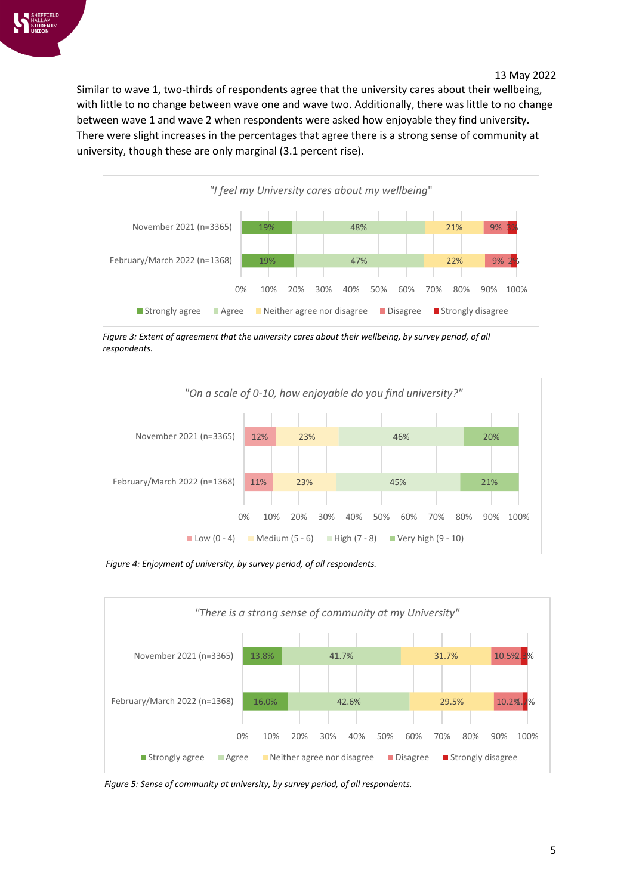13 May 2022

Similar to wave 1, two-thirds of respondents agree that the university cares about their wellbeing, with little to no change between wave one and wave two. Additionally, there was little to no change between wave 1 and wave 2 when respondents were asked how enjoyable they find university. There were slight increases in the percentages that agree there is a strong sense of community at university, though these are only marginal (3.1 percent rise).

*"I feel my University cares about my wellbeing"*

| | Strongly agree | Agree | Neither agree nor disagree | Disagree | Strongly disagree |
|---|---|---|---|---|---|
| November 2021 (n=3365) | 19% | 48% | 21% | 9% | 3% |
| February/March 2022 (n=1368) | 19% | 47% | 22% | 9% | 2% |

*Figure 3: Extent of agreement that the university cares about their wellbeing, by survey period, of all respondents.*

*"On a scale of 0-10, how enjoyable do you find university?"*

| | Low (0 - 4) | Medium (5 - 6) | High (7 - 8) | Very high (9 - 10) |
|---|---|---|---|---|
| November 2021 (n=3365) | 12% | 23% | 46% | 20% |
| February/March 2022 (n=1368) | 11% | 23% | 45% | 21% |

*Figure 4: Enjoyment of university, by survey period, of all respondents.*

*"There is a strong sense of community at my University"*

| | Strongly agree | Agree | Neither agree nor disagree | Disagree | Strongly disagree |
|---|---|---|---|---|---|
| November 2021 (n=3365) | 13.8% | 41.7% | 31.7% | 10.5% | 2.3% |
| February/March 2022 (n=1368) | 16.0% | 42.6% | 29.5% | 10.2% | 1.7% |

*Figure 5: Sense of community at university, by survey period, of all respondents.*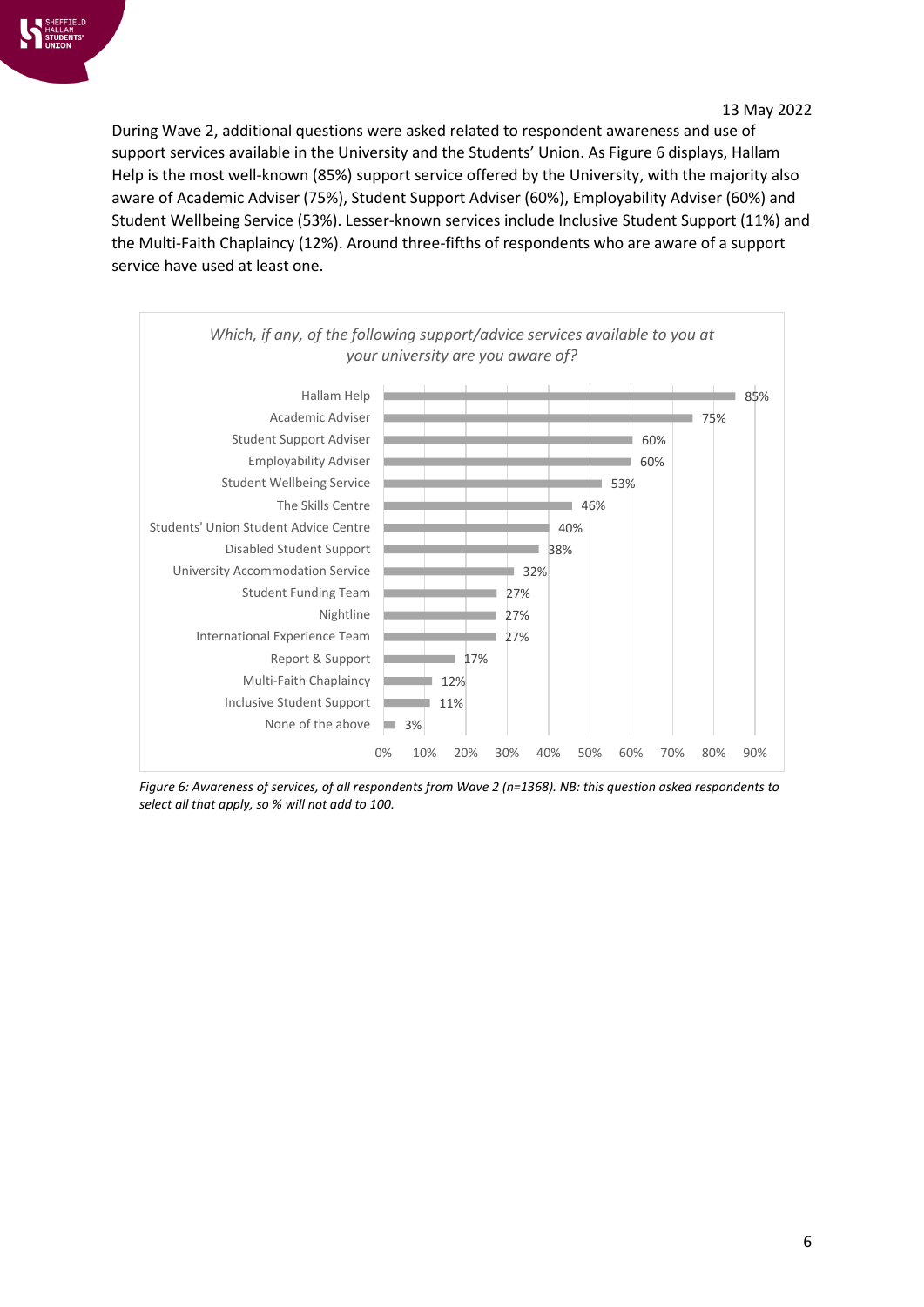13 May 2022

During Wave 2, additional questions were asked related to respondent awareness and use of support services available in the University and the Students' Union. As Figure 6 displays, Hallam Help is the most well-known (85%) support service offered by the University, with the majority also aware of Academic Adviser (75%), Student Support Adviser (60%), Employability Adviser (60%) and Student Wellbeing Service (53%). Lesser-known services include Inclusive Student Support (11%) and the Multi-Faith Chaplaincy (12%). Around three-fifths of respondents who are aware of a support service have used at least one.

*Which, if any, of the following support/advice services available to you at your university are you aware of?*

| Service | % |
| --- | --- |
| Hallam Help | 85% |
| Academic Adviser | 75% |
| Student Support Adviser | 60% |
| Employability Adviser | 60% |
| Student Wellbeing Service | 53% |
| The Skills Centre | 46% |
| Students' Union Student Advice Centre | 40% |
| Disabled Student Support | 38% |
| University Accommodation Service | 32% |
| Student Funding Team | 27% |
| Nightline | 27% |
| International Experience Team | 27% |
| Report & Support | 17% |
| Multi-Faith Chaplaincy | 12% |
| Inclusive Student Support | 11% |
| None of the above | 3% |

*Figure 6: Awareness of services, of all respondents from Wave 2 (n=1368). NB: this question asked respondents to select all that apply, so % will not add to 100.*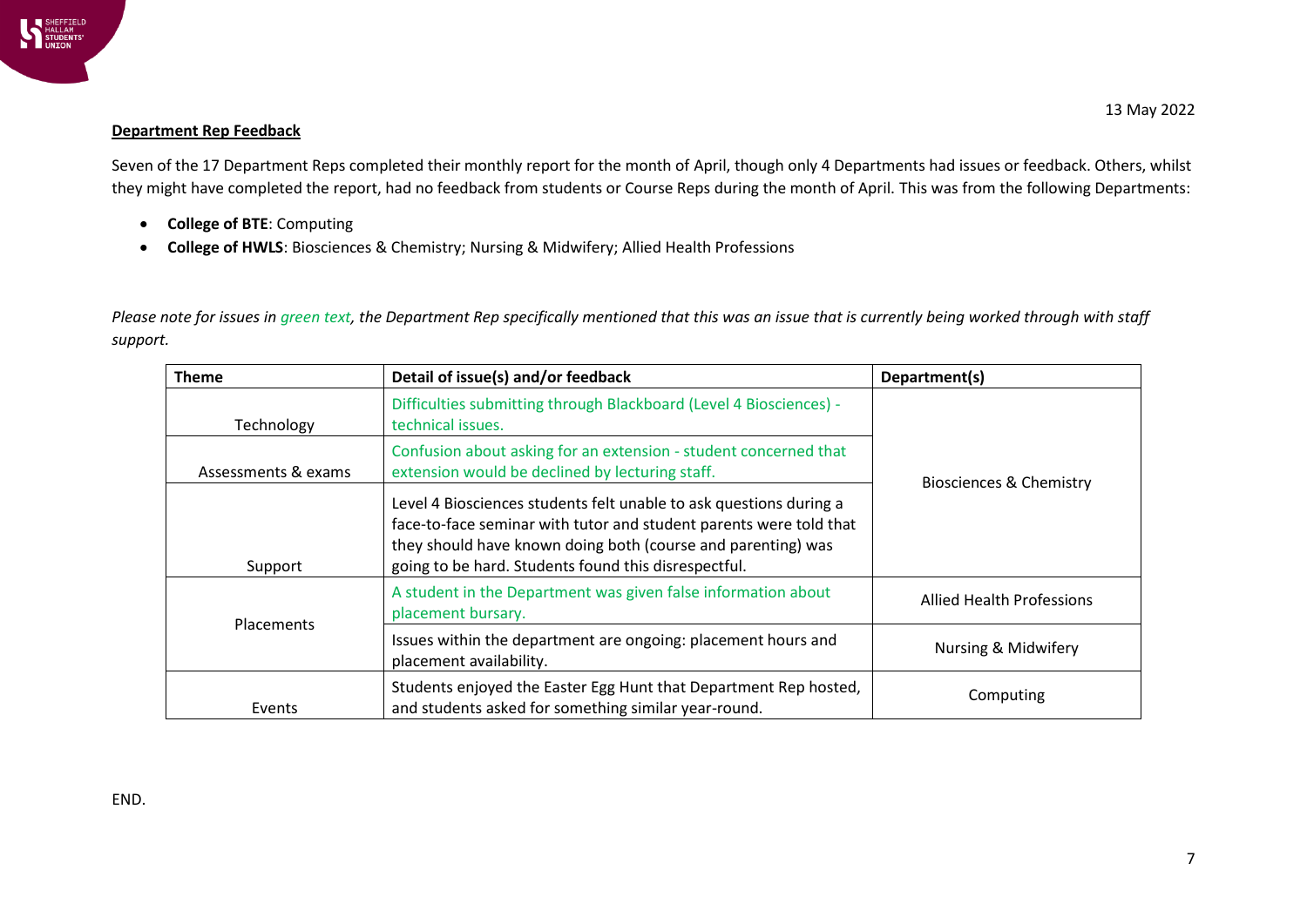13 May 2022

**Department Rep Feedback**

Seven of the 17 Department Reps completed their monthly report for the month of April, though only 4 Departments had issues or feedback. Others, whilst they might have completed the report, had no feedback from students or Course Reps during the month of April. This was from the following Departments:

- **College of BTE**: Computing
- **College of HWLS**: Biosciences & Chemistry; Nursing & Midwifery; Allied Health Professions

*Please note for issues in green text, the Department Rep specifically mentioned that this was an issue that is currently being worked through with staff support.*

| Theme | Detail of issue(s) and/or feedback | Department(s) |
|---|---|---|
| Technology | Difficulties submitting through Blackboard (Level 4 Biosciences) - technical issues. | Biosciences & Chemistry |
| Assessments & exams | Confusion about asking for an extension - student concerned that extension would be declined by lecturing staff. | Biosciences & Chemistry |
| Support | Level 4 Biosciences students felt unable to ask questions during a face-to-face seminar with tutor and student parents were told that they should have known doing both (course and parenting) was going to be hard. Students found this disrespectful. | Biosciences & Chemistry |
| Placements | A student in the Department was given false information about placement bursary. | Allied Health Professions |
| Placements | Issues within the department are ongoing: placement hours and placement availability. | Nursing & Midwifery |
| Events | Students enjoyed the Easter Egg Hunt that Department Rep hosted, and students asked for something similar year-round. | Computing |

END.